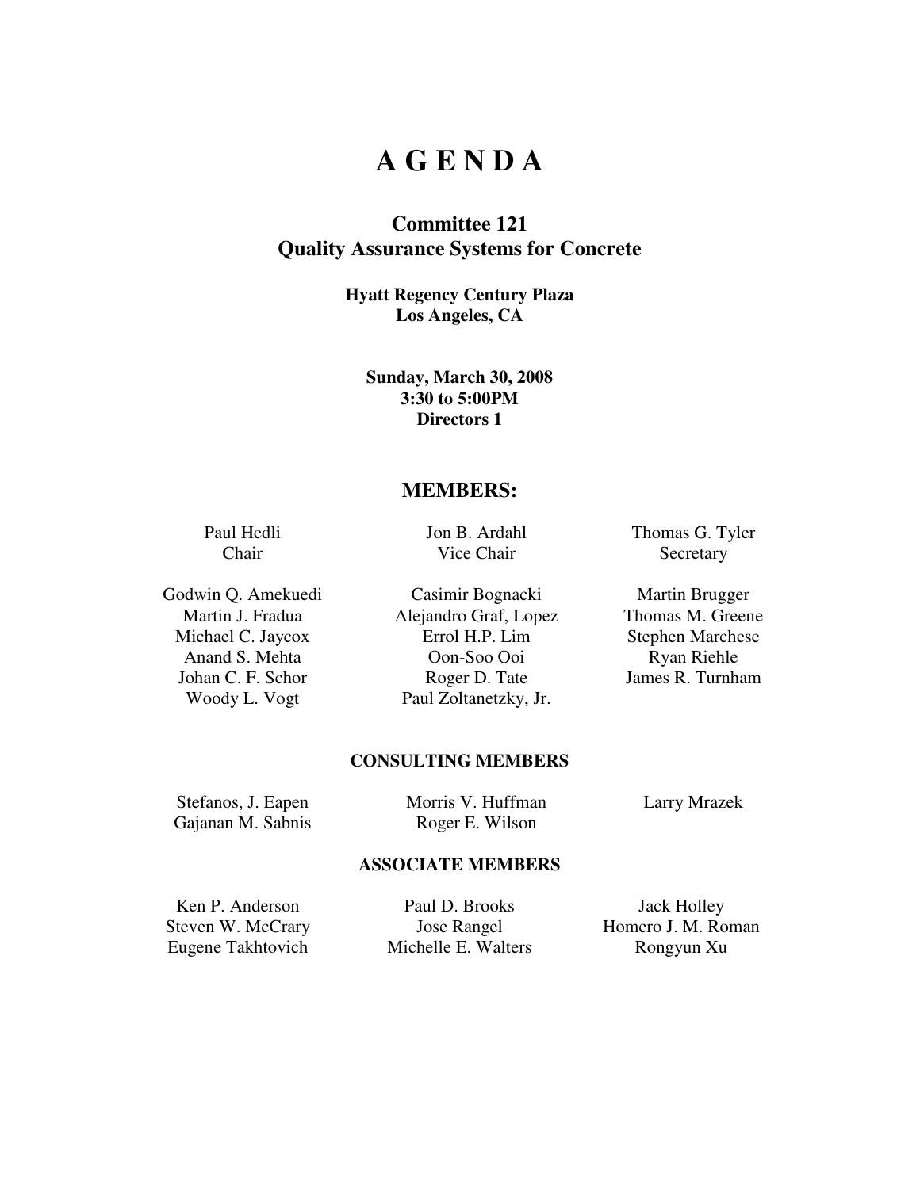# A G E N D A

## Committee 121
## Quality Assurance Systems for Concrete

**Hyatt Regency Century Plaza**
**Los Angeles, CA**

**Sunday, March 30, 2008**
**3:30 to 5:00PM**
**Directors 1**

## MEMBERS:

Paul Hedli
Chair

Jon B. Ardahl
Vice Chair

Thomas G. Tyler
Secretary

Godwin Q. Amekuedi
Casimir Bognacki
Martin Brugger
Martin J. Fradua
Alejandro Graf, Lopez
Thomas M. Greene
Michael C. Jaycox
Errol H.P. Lim
Stephen Marchese
Anand S. Mehta
Oon-Soo Ooi
Ryan Riehle
Johan C. F. Schor
Roger D. Tate
James R. Turnham
Woody L. Vogt
Paul Zoltanetzky, Jr.

### CONSULTING MEMBERS

Stefanos, J. Eapen
Morris V. Huffman
Larry Mrazek
Gajanan M. Sabnis
Roger E. Wilson

### ASSOCIATE MEMBERS

Ken P. Anderson
Paul D. Brooks
Jack Holley
Steven W. McCrary
Jose Rangel
Homero J. M. Roman
Eugene Takhtovich
Michelle E. Walters
Rongyun Xu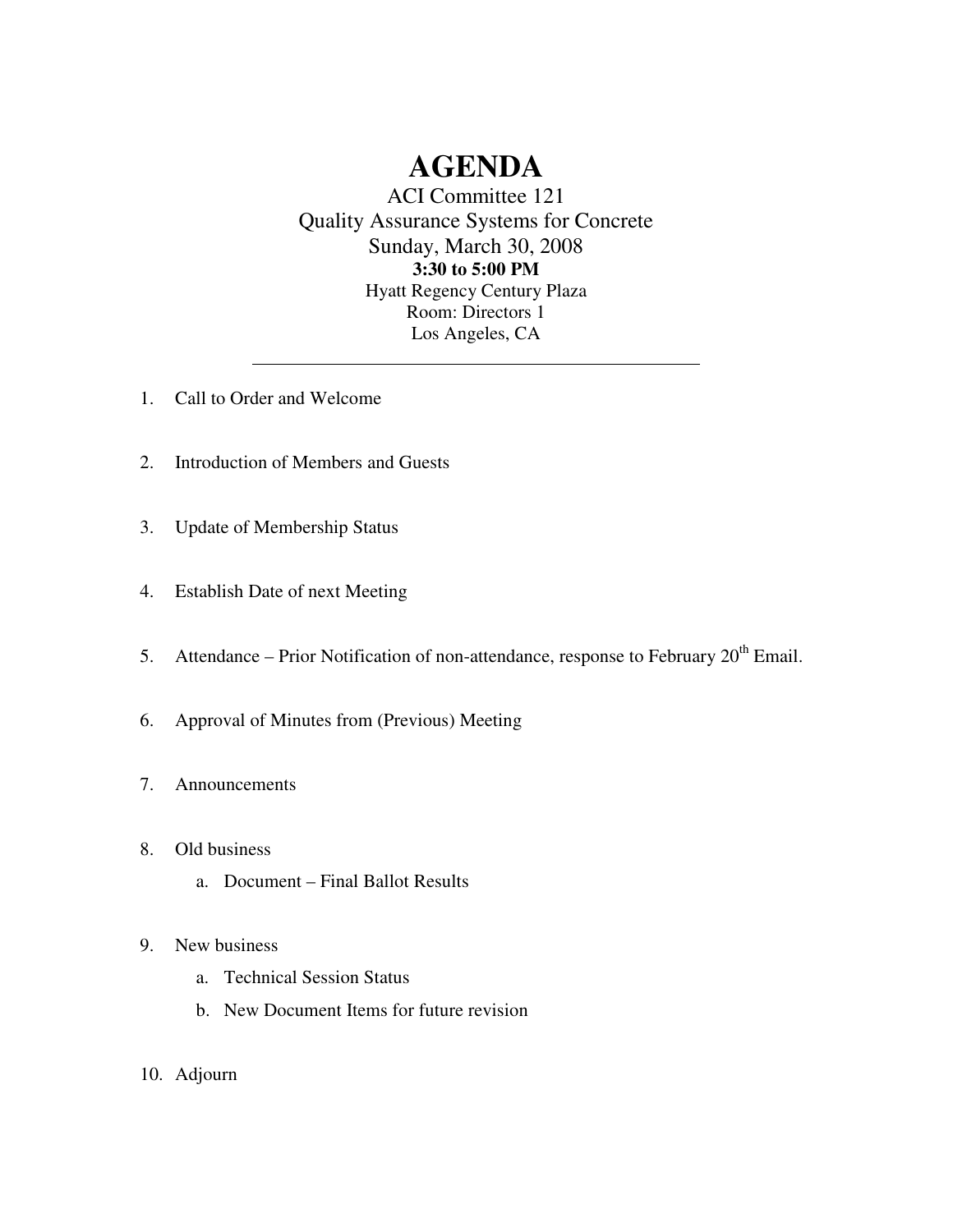# AGENDA

ACI Committee 121
Quality Assurance Systems for Concrete
Sunday, March 30, 2008
**3:30 to 5:00 PM**
Hyatt Regency Century Plaza
Room: Directors 1
Los Angeles, CA

---

1. Call to Order and Welcome
2. Introduction of Members and Guests
3. Update of Membership Status
4. Establish Date of next Meeting
5. Attendance – Prior Notification of non-attendance, response to February 20th Email.
6. Approval of Minutes from (Previous) Meeting
7. Announcements
8. Old business
   a. Document – Final Ballot Results
9. New business
   a. Technical Session Status
   b. New Document Items for future revision
10. Adjourn